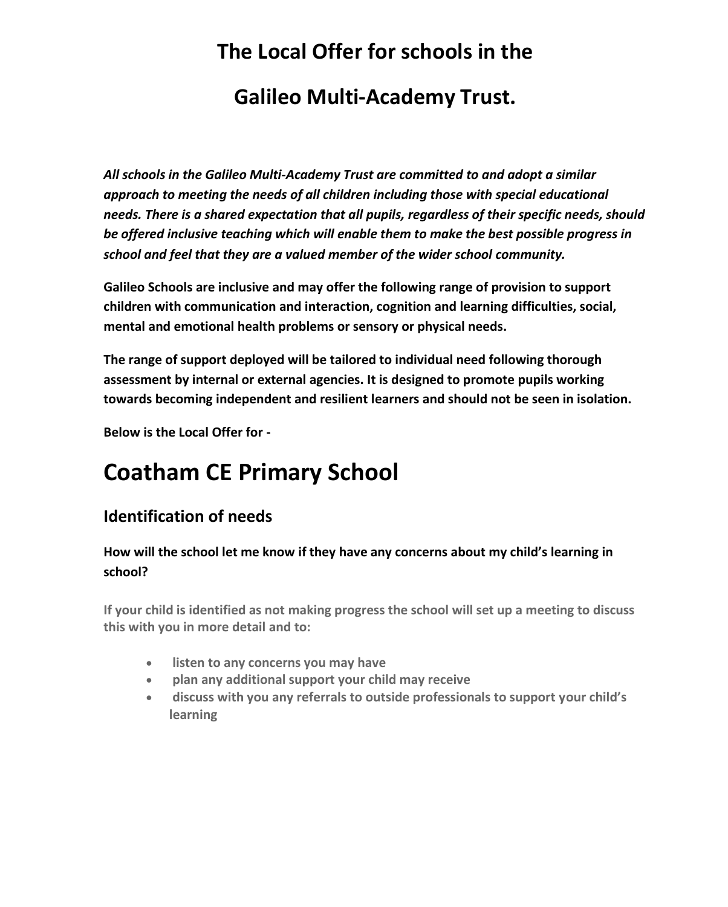# The Local Offer for schools in the

# Galileo Multi-Academy Trust.

***All schools in the Galileo Multi-Academy Trust are committed to and adopt a similar approach to meeting the needs of all children including those with special educational needs. There is a shared expectation that all pupils, regardless of their specific needs, should be offered inclusive teaching which will enable them to make the best possible progress in school and feel that they are a valued member of the wider school community.***

**Galileo Schools are inclusive and may offer the following range of provision to support children with communication and interaction, cognition and learning difficulties, social, mental and emotional health problems or sensory or physical needs.**

**The range of support deployed will be tailored to individual need following thorough assessment by internal or external agencies. It is designed to promote pupils working towards becoming independent and resilient learners and should not be seen in isolation.**

**Below is the Local Offer for -**

# Coatham CE Primary School

## Identification of needs

### How will the school let me know if they have any concerns about my child's learning in school?

**If your child is identified as not making progress the school will set up a meeting to discuss this with you in more detail and to:**

- **listen to any concerns you may have**
- **plan any additional support your child may receive**
- **discuss with you any referrals to outside professionals to support your child's learning**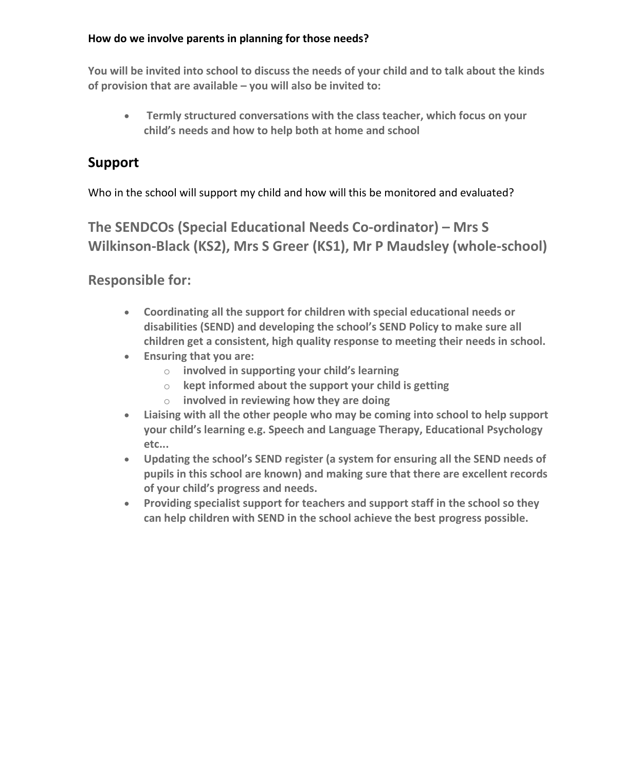**How do we involve parents in planning for those needs?**

**You will be invited into school to discuss the needs of your child and to talk about the kinds of provision that are available – you will also be invited to:**

- **Termly structured conversations with the class teacher, which focus on your child's needs and how to help both at home and school**

## Support

Who in the school will support my child and how will this be monitored and evaluated?

### The SENDCOs (Special Educational Needs Co-ordinator) – Mrs S Wilkinson-Black (KS2), Mrs S Greer (KS1), Mr P Maudsley (whole-school)

### Responsible for:

- **Coordinating all the support for children with special educational needs or disabilities (SEND) and developing the school's SEND Policy to make sure all children get a consistent, high quality response to meeting their needs in school.**
- **Ensuring that you are:**
  - **involved in supporting your child's learning**
  - **kept informed about the support your child is getting**
  - **involved in reviewing how they are doing**
- **Liaising with all the other people who may be coming into school to help support your child's learning e.g. Speech and Language Therapy, Educational Psychology etc...**
- **Updating the school's SEND register (a system for ensuring all the SEND needs of pupils in this school are known) and making sure that there are excellent records of your child's progress and needs.**
- **Providing specialist support for teachers and support staff in the school so they can help children with SEND in the school achieve the best progress possible.**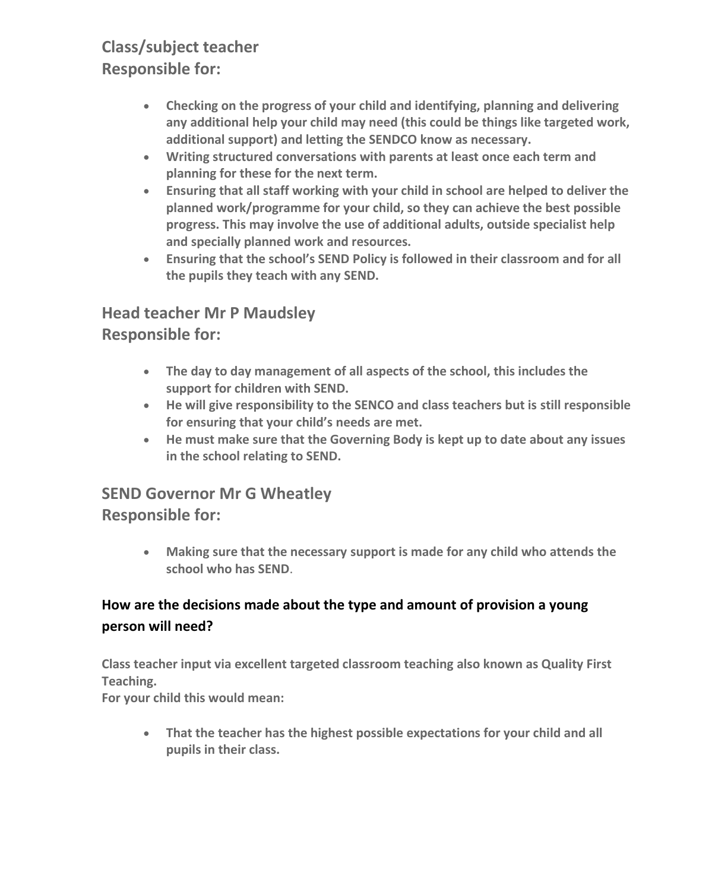## Class/subject teacher
## Responsible for:

- **Checking on the progress of your child and identifying, planning and delivering any additional help your child may need (this could be things like targeted work, additional support) and letting the SENDCO know as necessary.**
- **Writing structured conversations with parents at least once each term and planning for these for the next term.**
- **Ensuring that all staff working with your child in school are helped to deliver the planned work/programme for your child, so they can achieve the best possible progress. This may involve the use of additional adults, outside specialist help and specially planned work and resources.**
- **Ensuring that the school's SEND Policy is followed in their classroom and for all the pupils they teach with any SEND.**

## Head teacher Mr P Maudsley
## Responsible for:

- **The day to day management of all aspects of the school, this includes the support for children with SEND.**
- **He will give responsibility to the SENCO and class teachers but is still responsible for ensuring that your child's needs are met.**
- **He must make sure that the Governing Body is kept up to date about any issues in the school relating to SEND.**

## SEND Governor Mr G Wheatley
## Responsible for:

- **Making sure that the necessary support is made for any child who attends the school who has SEND.**

### How are the decisions made about the type and amount of provision a young person will need?

**Class teacher input via excellent targeted classroom teaching also known as Quality First Teaching.**
**For your child this would mean:**

- **That the teacher has the highest possible expectations for your child and all pupils in their class.**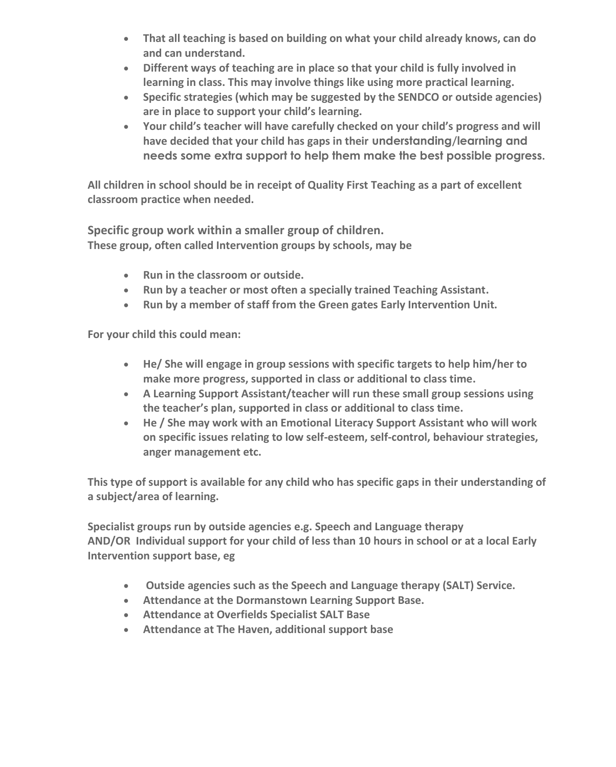- **That all teaching is based on building on what your child already knows, can do and can understand.**
- **Different ways of teaching are in place so that your child is fully involved in learning in class. This may involve things like using more practical learning.**
- **Specific strategies (which may be suggested by the SENDCO or outside agencies) are in place to support your child's learning.**
- **Your child's teacher will have carefully checked on your child's progress and will have decided that your child has gaps in their understanding/learning and needs some extra support to help them make the best possible progress.**

**All children in school should be in receipt of Quality First Teaching as a part of excellent classroom practice when needed.**

**Specific group work within a smaller group of children.**
**These group, often called Intervention groups by schools, may be**

- **Run in the classroom or outside.**
- **Run by a teacher or most often a specially trained Teaching Assistant.**
- **Run by a member of staff from the Green gates Early Intervention Unit.**

**For your child this could mean:**

- **He/ She will engage in group sessions with specific targets to help him/her to make more progress, supported in class or additional to class time.**
- **A Learning Support Assistant/teacher will run these small group sessions using the teacher's plan, supported in class or additional to class time.**
- **He / She may work with an Emotional Literacy Support Assistant who will work on specific issues relating to low self-esteem, self-control, behaviour strategies, anger management etc.**

**This type of support is available for any child who has specific gaps in their understanding of a subject/area of learning.**

**Specialist groups run by outside agencies e.g. Speech and Language therapy**
**AND/OR Individual support for your child of less than 10 hours in school or at a local Early Intervention support base, eg**

- **Outside agencies such as the Speech and Language therapy (SALT) Service.**
- **Attendance at the Dormanstown Learning Support Base.**
- **Attendance at Overfields Specialist SALT Base**
- **Attendance at The Haven, additional support base**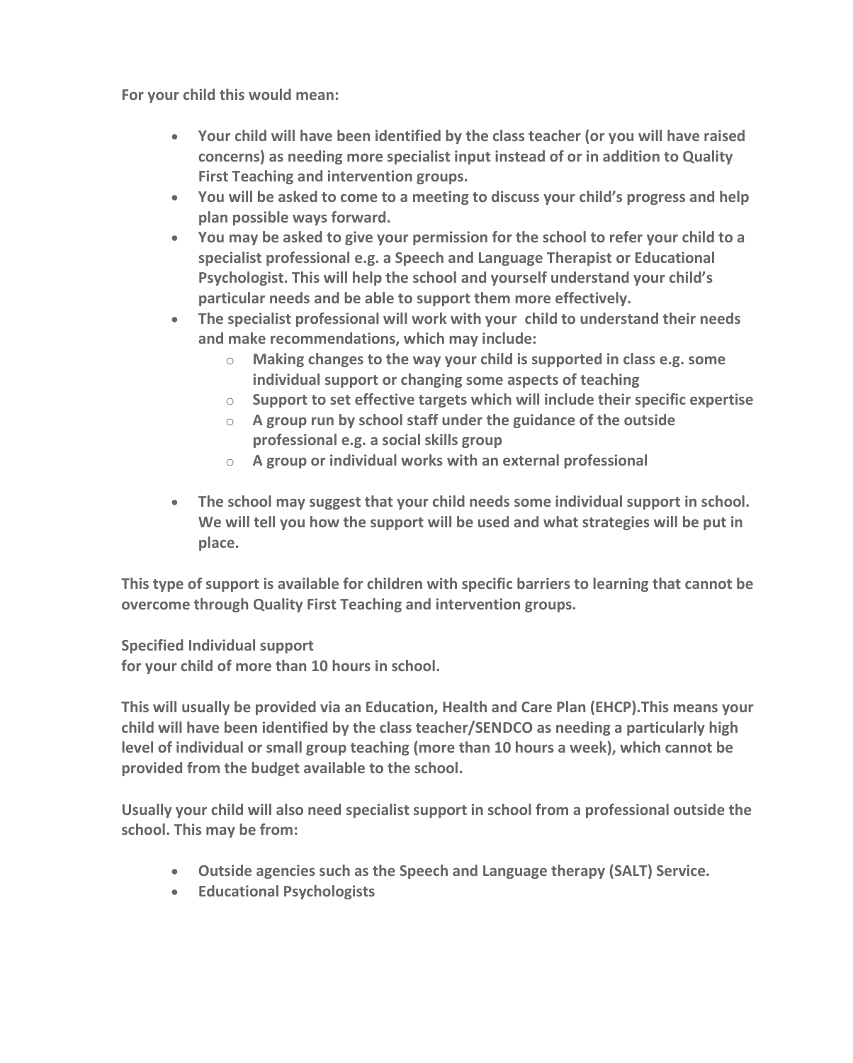**For your child this would mean:**

- **Your child will have been identified by the class teacher (or you will have raised concerns) as needing more specialist input instead of or in addition to Quality First Teaching and intervention groups.**
- **You will be asked to come to a meeting to discuss your child's progress and help plan possible ways forward.**
- **You may be asked to give your permission for the school to refer your child to a specialist professional e.g. a Speech and Language Therapist or Educational Psychologist. This will help the school and yourself understand your child's particular needs and be able to support them more effectively.**
- **The specialist professional will work with your child to understand their needs and make recommendations, which may include:**
  - **Making changes to the way your child is supported in class e.g. some individual support or changing some aspects of teaching**
  - **Support to set effective targets which will include their specific expertise**
  - **A group run by school staff under the guidance of the outside professional e.g. a social skills group**
  - **A group or individual works with an external professional**
- **The school may suggest that your child needs some individual support in school. We will tell you how the support will be used and what strategies will be put in place.**

**This type of support is available for children with specific barriers to learning that cannot be overcome through Quality First Teaching and intervention groups.**

**Specified Individual support**
**for your child of more than 10 hours in school.**

**This will usually be provided via an Education, Health and Care Plan (EHCP).This means your child will have been identified by the class teacher/SENDCO as needing a particularly high level of individual or small group teaching (more than 10 hours a week), which cannot be provided from the budget available to the school.**

**Usually your child will also need specialist support in school from a professional outside the school. This may be from:**

- **Outside agencies such as the Speech and Language therapy (SALT) Service.**
- **Educational Psychologists**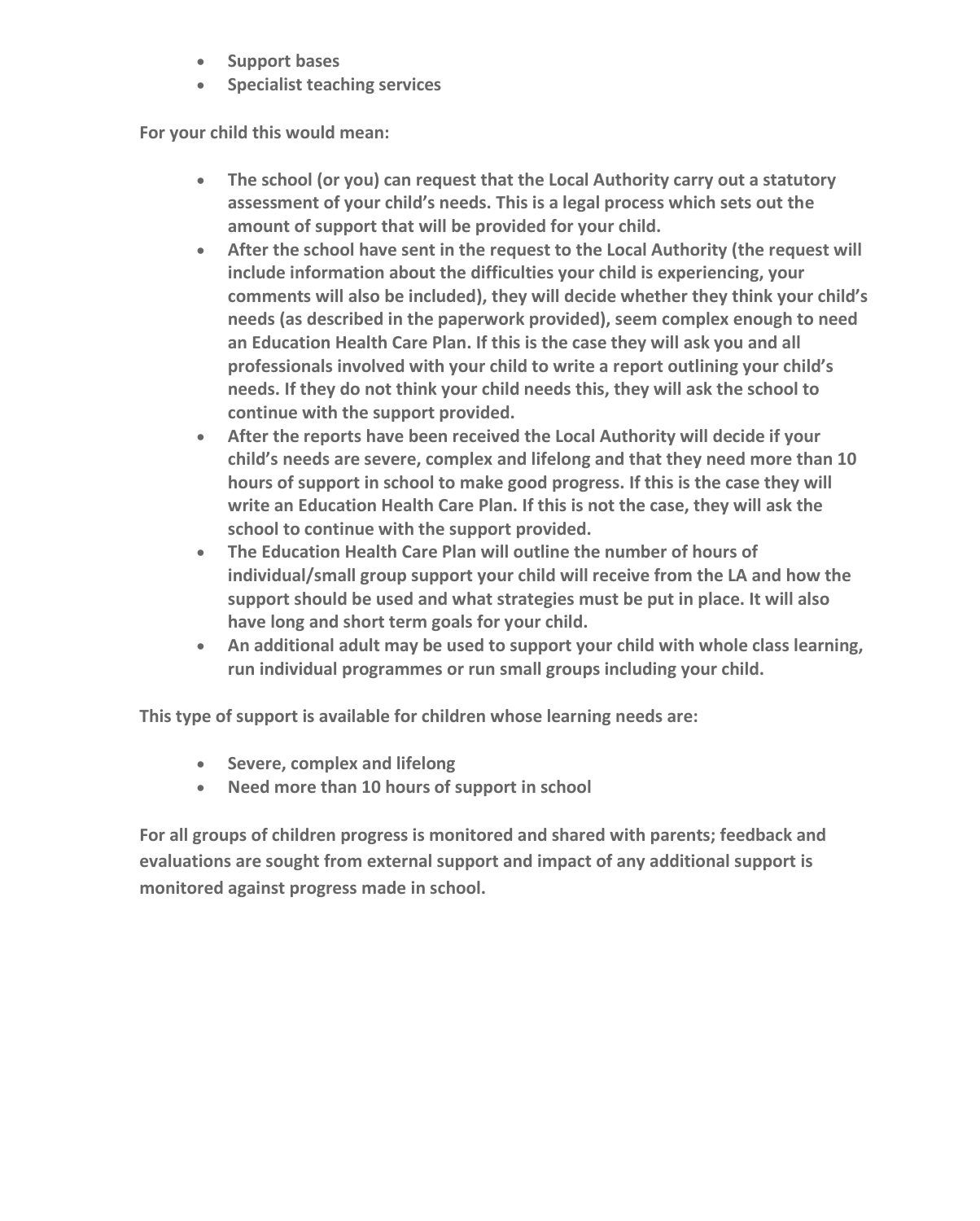- **Support bases**
- **Specialist teaching services**

**For your child this would mean:**

- **The school (or you) can request that the Local Authority carry out a statutory assessment of your child's needs. This is a legal process which sets out the amount of support that will be provided for your child.**
- **After the school have sent in the request to the Local Authority (the request will include information about the difficulties your child is experiencing, your comments will also be included), they will decide whether they think your child's needs (as described in the paperwork provided), seem complex enough to need an Education Health Care Plan. If this is the case they will ask you and all professionals involved with your child to write a report outlining your child's needs. If they do not think your child needs this, they will ask the school to continue with the support provided.**
- **After the reports have been received the Local Authority will decide if your child's needs are severe, complex and lifelong and that they need more than 10 hours of support in school to make good progress. If this is the case they will write an Education Health Care Plan. If this is not the case, they will ask the school to continue with the support provided.**
- **The Education Health Care Plan will outline the number of hours of individual/small group support your child will receive from the LA and how the support should be used and what strategies must be put in place. It will also have long and short term goals for your child.**
- **An additional adult may be used to support your child with whole class learning, run individual programmes or run small groups including your child.**

**This type of support is available for children whose learning needs are:**

- **Severe, complex and lifelong**
- **Need more than 10 hours of support in school**

**For all groups of children progress is monitored and shared with parents; feedback and evaluations are sought from external support and impact of any additional support is monitored against progress made in school.**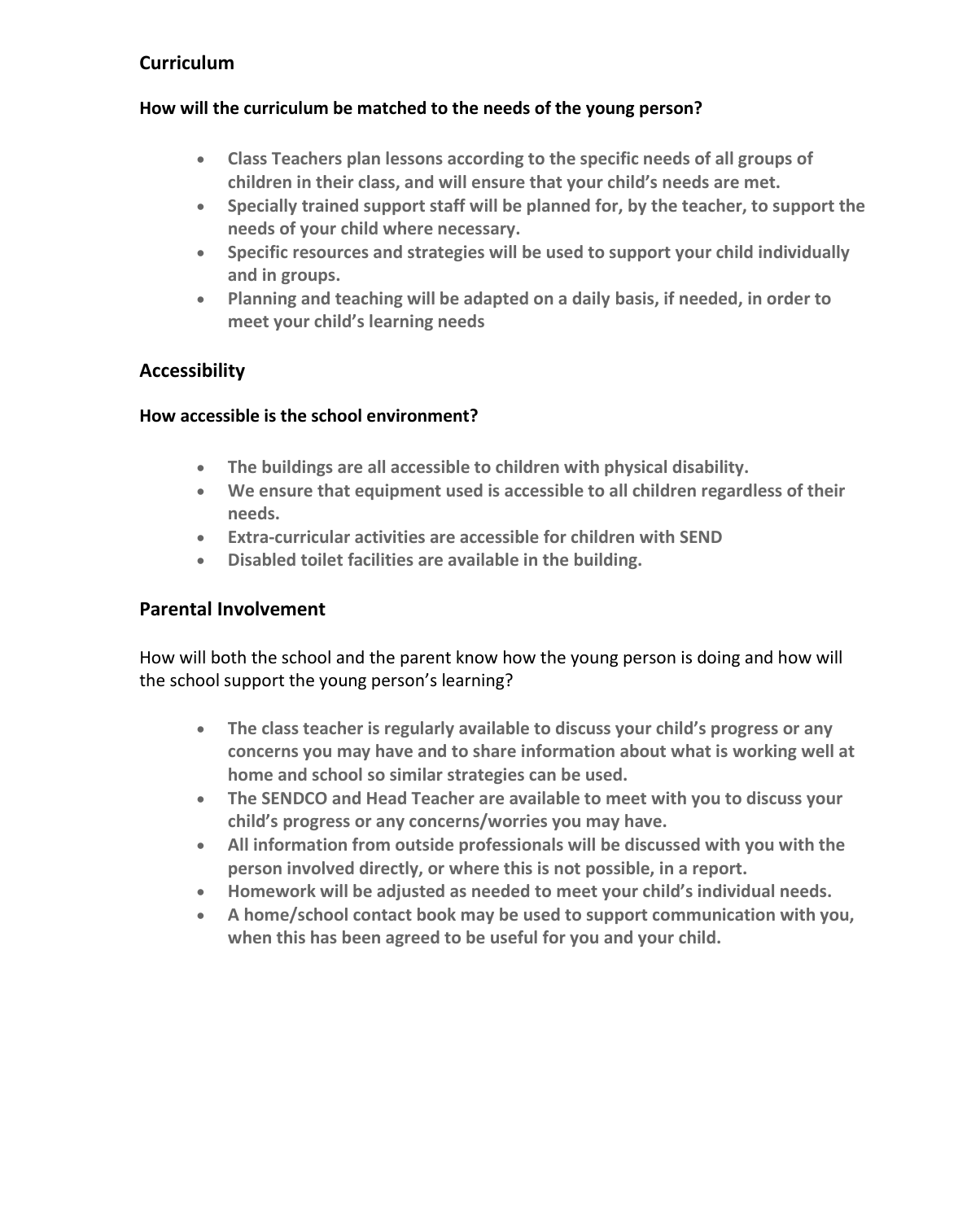## Curriculum

### How will the curriculum be matched to the needs of the young person?

- **Class Teachers plan lessons according to the specific needs of all groups of children in their class, and will ensure that your child's needs are met.**
- **Specially trained support staff will be planned for, by the teacher, to support the needs of your child where necessary.**
- **Specific resources and strategies will be used to support your child individually and in groups.**
- **Planning and teaching will be adapted on a daily basis, if needed, in order to meet your child's learning needs**

## Accessibility

### How accessible is the school environment?

- **The buildings are all accessible to children with physical disability.**
- **We ensure that equipment used is accessible to all children regardless of their needs.**
- **Extra-curricular activities are accessible for children with SEND**
- **Disabled toilet facilities are available in the building.**

## Parental Involvement

How will both the school and the parent know how the young person is doing and how will the school support the young person's learning?

- **The class teacher is regularly available to discuss your child's progress or any concerns you may have and to share information about what is working well at home and school so similar strategies can be used.**
- **The SENDCO and Head Teacher are available to meet with you to discuss your child's progress or any concerns/worries you may have.**
- **All information from outside professionals will be discussed with you with the person involved directly, or where this is not possible, in a report.**
- **Homework will be adjusted as needed to meet your child's individual needs.**
- **A home/school contact book may be used to support communication with you, when this has been agreed to be useful for you and your child.**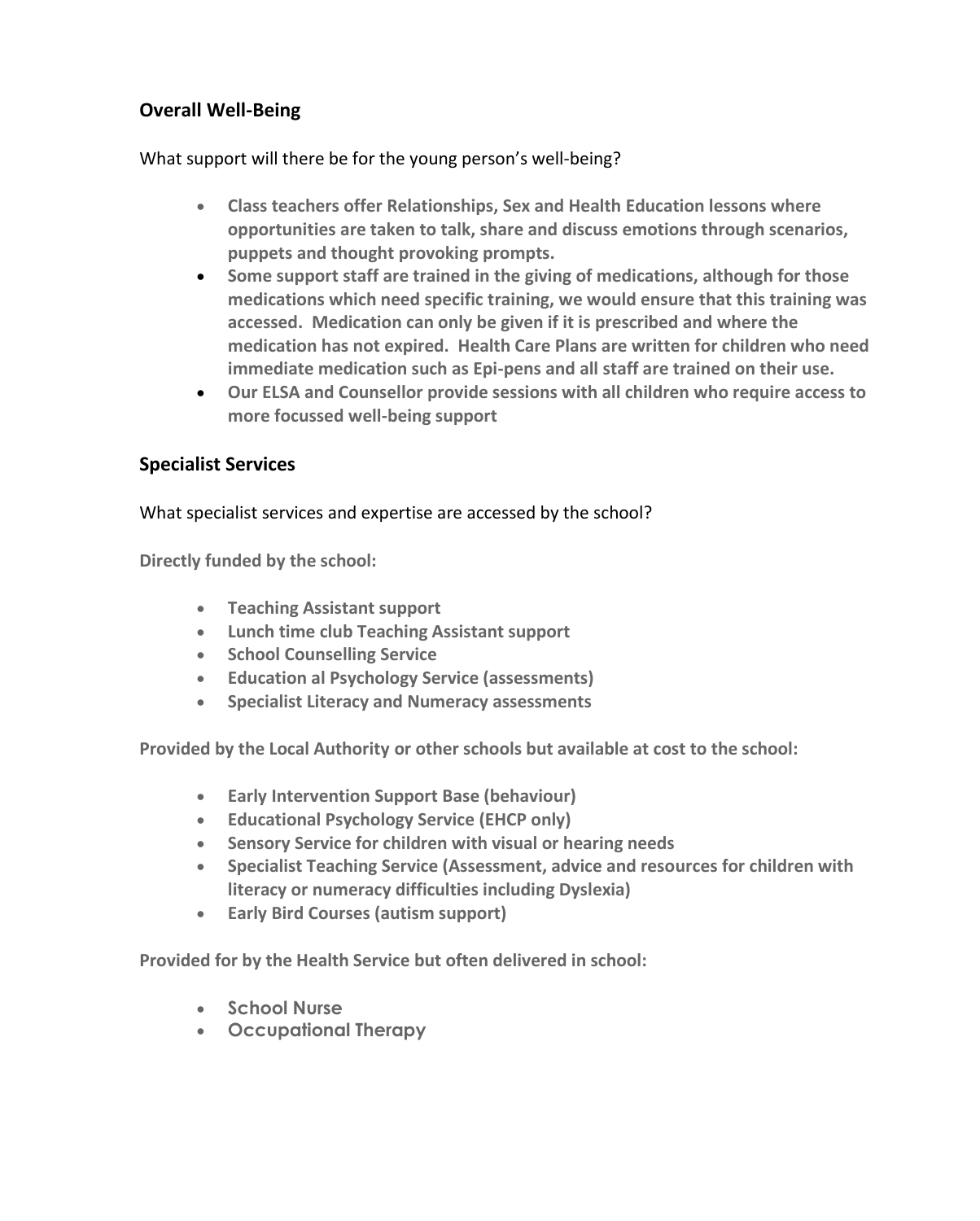## Overall Well-Being

What support will there be for the young person's well-being?

- **Class teachers offer Relationships, Sex and Health Education lessons where opportunities are taken to talk, share and discuss emotions through scenarios, puppets and thought provoking prompts.**
- **Some support staff are trained in the giving of medications, although for those medications which need specific training, we would ensure that this training was accessed. Medication can only be given if it is prescribed and where the medication has not expired. Health Care Plans are written for children who need immediate medication such as Epi-pens and all staff are trained on their use.**
- **Our ELSA and Counsellor provide sessions with all children who require access to more focussed well-being support**

## Specialist Services

What specialist services and expertise are accessed by the school?

**Directly funded by the school:**

- **Teaching Assistant support**
- **Lunch time club Teaching Assistant support**
- **School Counselling Service**
- **Education al Psychology Service (assessments)**
- **Specialist Literacy and Numeracy assessments**

**Provided by the Local Authority or other schools but available at cost to the school:**

- **Early Intervention Support Base (behaviour)**
- **Educational Psychology Service (EHCP only)**
- **Sensory Service for children with visual or hearing needs**
- **Specialist Teaching Service (Assessment, advice and resources for children with literacy or numeracy difficulties including Dyslexia)**
- **Early Bird Courses (autism support)**

**Provided for by the Health Service but often delivered in school:**

- **School Nurse**
- **Occupational Therapy**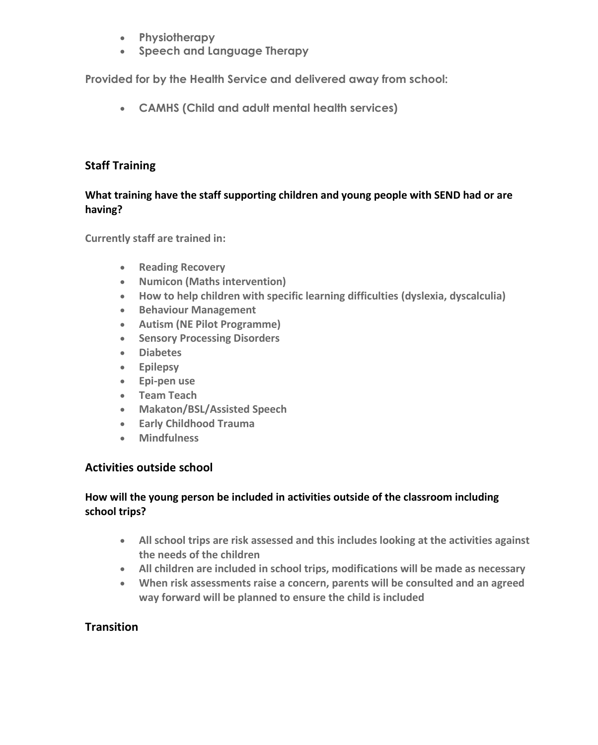- **Physiotherapy**
- **Speech and Language Therapy**

**Provided for by the Health Service and delivered away from school:**

- **CAMHS (Child and adult mental health services)**

## Staff Training

### What training have the staff supporting children and young people with SEND had or are having?

**Currently staff are trained in:**

- **Reading Recovery**
- **Numicon (Maths intervention)**
- **How to help children with specific learning difficulties (dyslexia, dyscalculia)**
- **Behaviour Management**
- **Autism (NE Pilot Programme)**
- **Sensory Processing Disorders**
- **Diabetes**
- **Epilepsy**
- **Epi-pen use**
- **Team Teach**
- **Makaton/BSL/Assisted Speech**
- **Early Childhood Trauma**
- **Mindfulness**

## Activities outside school

### How will the young person be included in activities outside of the classroom including school trips?

- **All school trips are risk assessed and this includes looking at the activities against the needs of the children**
- **All children are included in school trips, modifications will be made as necessary**
- **When risk assessments raise a concern, parents will be consulted and an agreed way forward will be planned to ensure the child is included**

## Transition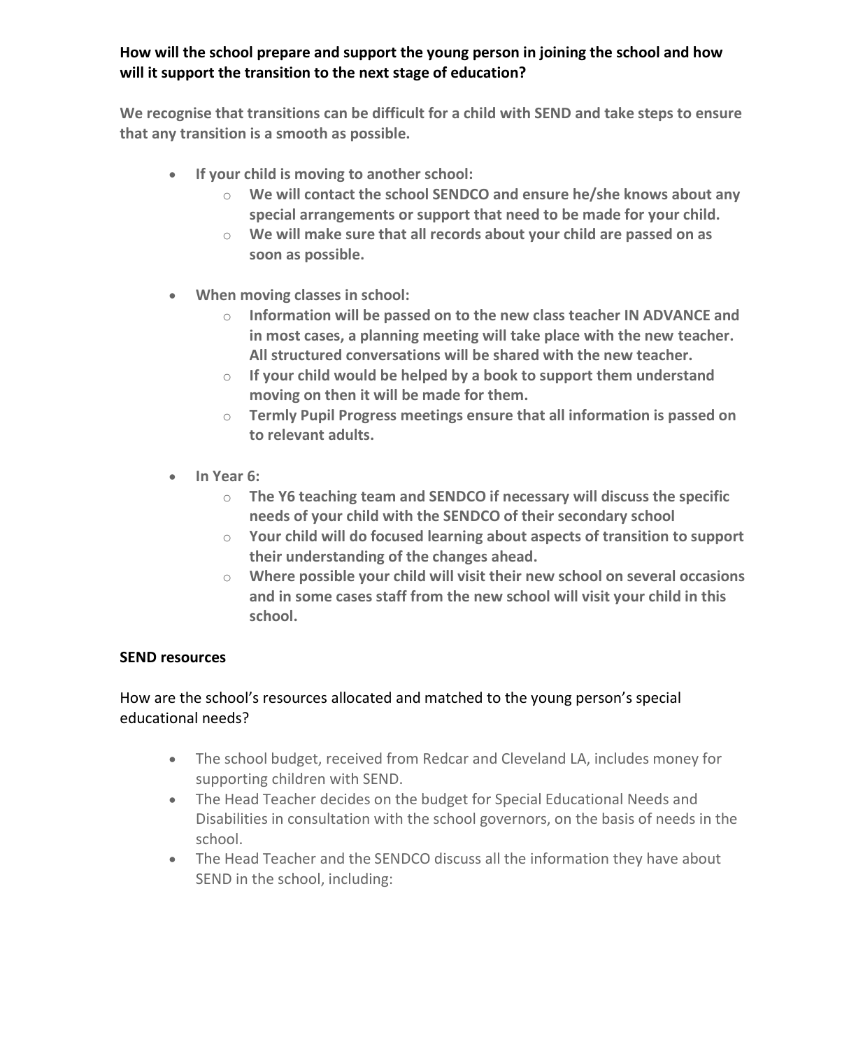**How will the school prepare and support the young person in joining the school and how will it support the transition to the next stage of education?**

**We recognise that transitions can be difficult for a child with SEND and take steps to ensure that any transition is a smooth as possible.**

- **If your child is moving to another school:**
    - **We will contact the school SENDCO and ensure he/she knows about any special arrangements or support that need to be made for your child.**
    - **We will make sure that all records about your child are passed on as soon as possible.**

- **When moving classes in school:**
    - **Information will be passed on to the new class teacher IN ADVANCE and in most cases, a planning meeting will take place with the new teacher. All structured conversations will be shared with the new teacher.**
    - **If your child would be helped by a book to support them understand moving on then it will be made for them.**
    - **Termly Pupil Progress meetings ensure that all information is passed on to relevant adults.**

- **In Year 6:**
    - **The Y6 teaching team and SENDCO if necessary will discuss the specific needs of your child with the SENDCO of their secondary school**
    - **Your child will do focused learning about aspects of transition to support their understanding of the changes ahead.**
    - **Where possible your child will visit their new school on several occasions and in some cases staff from the new school will visit your child in this school.**

**SEND resources**

How are the school's resources allocated and matched to the young person's special educational needs?

- The school budget, received from Redcar and Cleveland LA, includes money for supporting children with SEND.
- The Head Teacher decides on the budget for Special Educational Needs and Disabilities in consultation with the school governors, on the basis of needs in the school.
- The Head Teacher and the SENDCO discuss all the information they have about SEND in the school, including: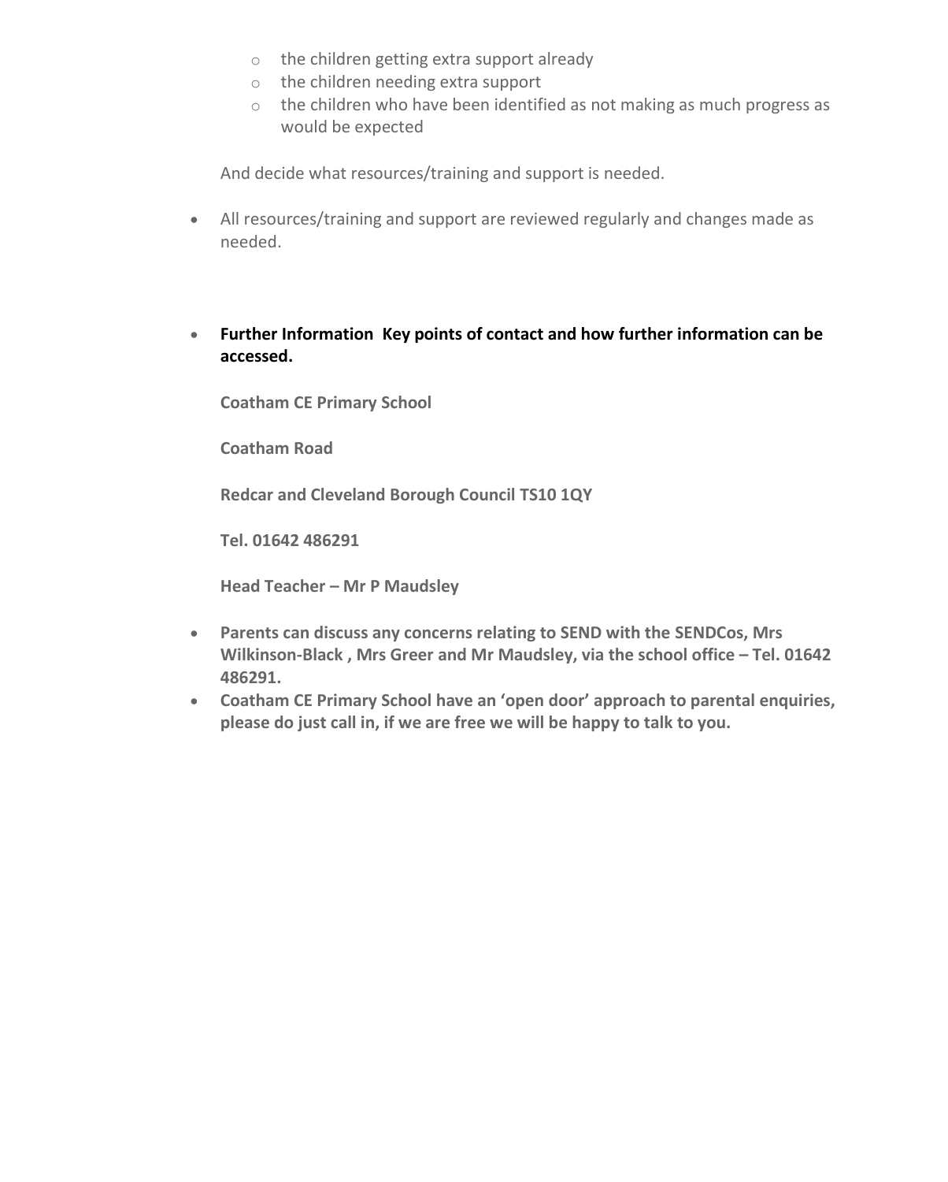- the children getting extra support already
    - the children needing extra support
    - the children who have been identified as not making as much progress as would be expected

  And decide what resources/training and support is needed.

- All resources/training and support are reviewed regularly and changes made as needed.

- **Further Information  Key points of contact and how further information can be accessed.**

  **Coatham CE Primary School**

  **Coatham Road**

  **Redcar and Cleveland Borough Council TS10 1QY**

  **Tel. 01642 486291**

  **Head Teacher – Mr P Maudsley**

- **Parents can discuss any concerns relating to SEND with the SENDCos, Mrs Wilkinson-Black , Mrs Greer and Mr Maudsley, via the school office – Tel. 01642 486291.**
- **Coatham CE Primary School have an 'open door' approach to parental enquiries, please do just call in, if we are free we will be happy to talk to you.**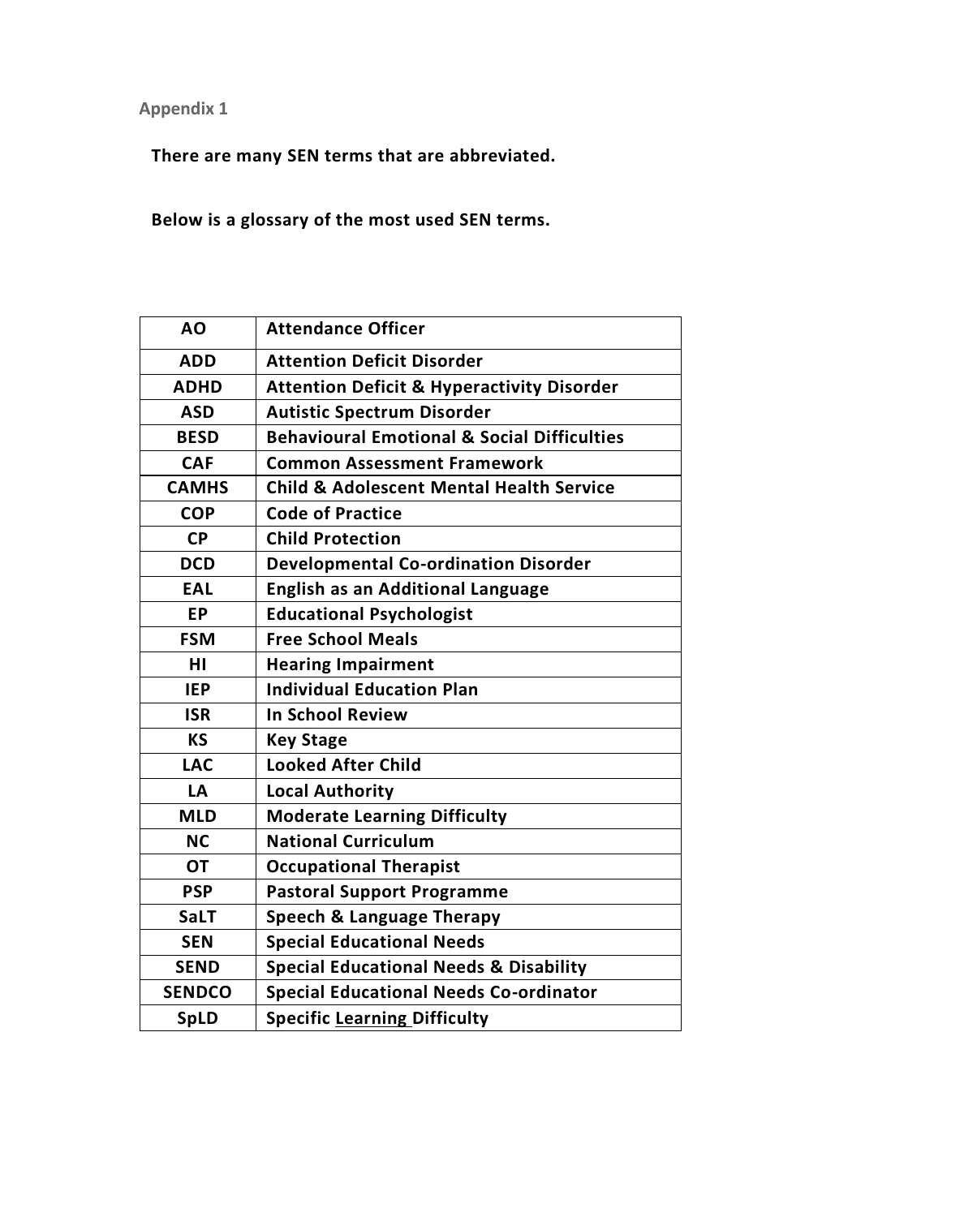Appendix 1

**There are many SEN terms that are abbreviated.**

**Below is a glossary of the most used SEN terms.**

| **AO** | **Attendance Officer** |
|---|---|
| **ADD** | **Attention Deficit Disorder** |
| **ADHD** | **Attention Deficit & Hyperactivity Disorder** |
| **ASD** | **Autistic Spectrum Disorder** |
| **BESD** | **Behavioural Emotional & Social Difficulties** |
| **CAF** | **Common Assessment Framework** |
| **CAMHS** | **Child & Adolescent Mental Health Service** |
| **COP** | **Code of Practice** |
| **CP** | **Child Protection** |
| **DCD** | **Developmental Co-ordination Disorder** |
| **EAL** | **English as an Additional Language** |
| **EP** | **Educational Psychologist** |
| **FSM** | **Free School Meals** |
| **HI** | **Hearing Impairment** |
| **IEP** | **Individual Education Plan** |
| **ISR** | **In School Review** |
| **KS** | **Key Stage** |
| **LAC** | **Looked After Child** |
| **LA** | **Local Authority** |
| **MLD** | **Moderate Learning Difficulty** |
| **NC** | **National Curriculum** |
| **OT** | **Occupational Therapist** |
| **PSP** | **Pastoral Support Programme** |
| **SaLT** | **Speech & Language Therapy** |
| **SEN** | **Special Educational Needs** |
| **SEND** | **Special Educational Needs & Disability** |
| **SENDCO** | **Special Educational Needs Co-ordinator** |
| **SpLD** | **Specific Learning Difficulty** |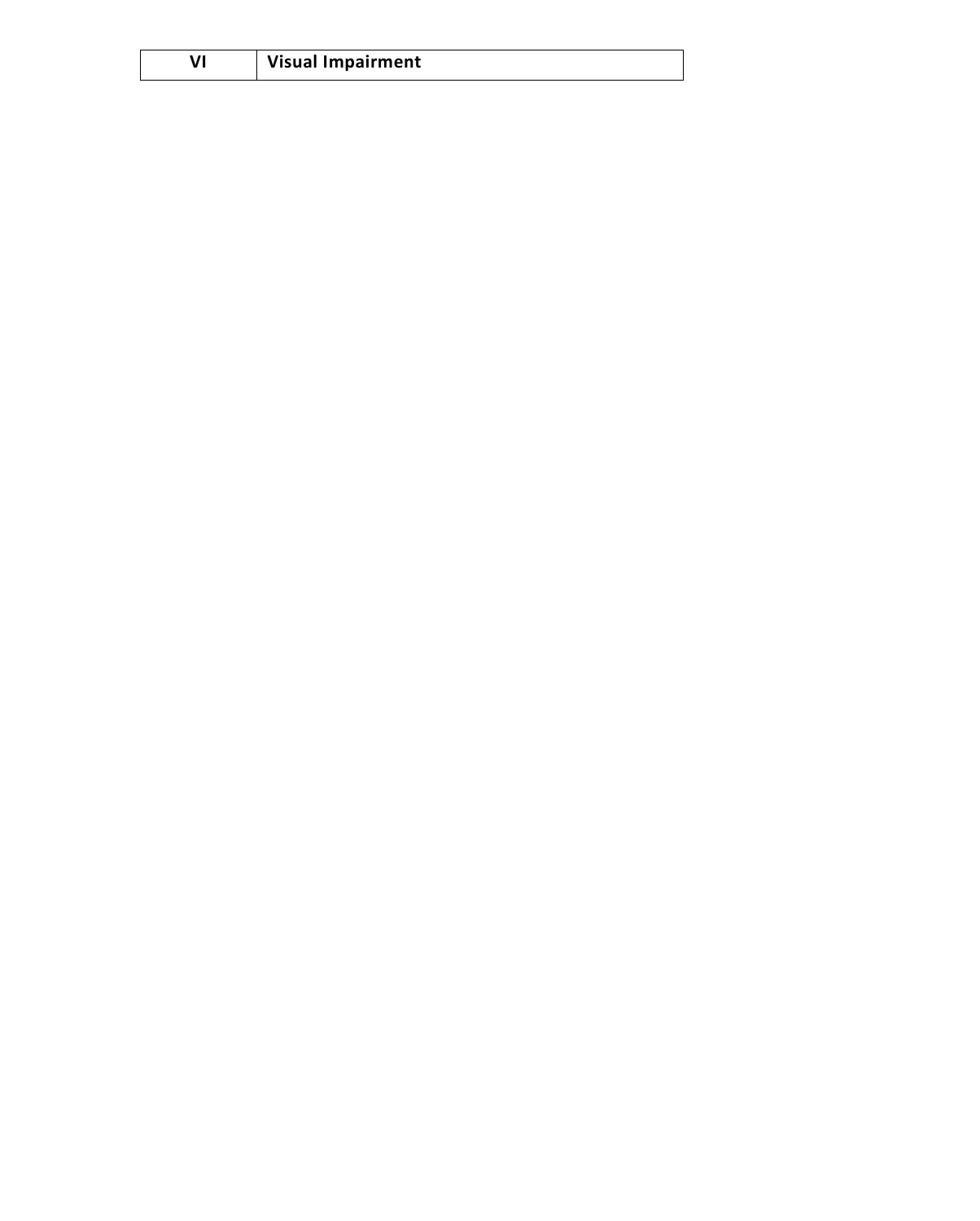| VI | Visual Impairment |
|---|---|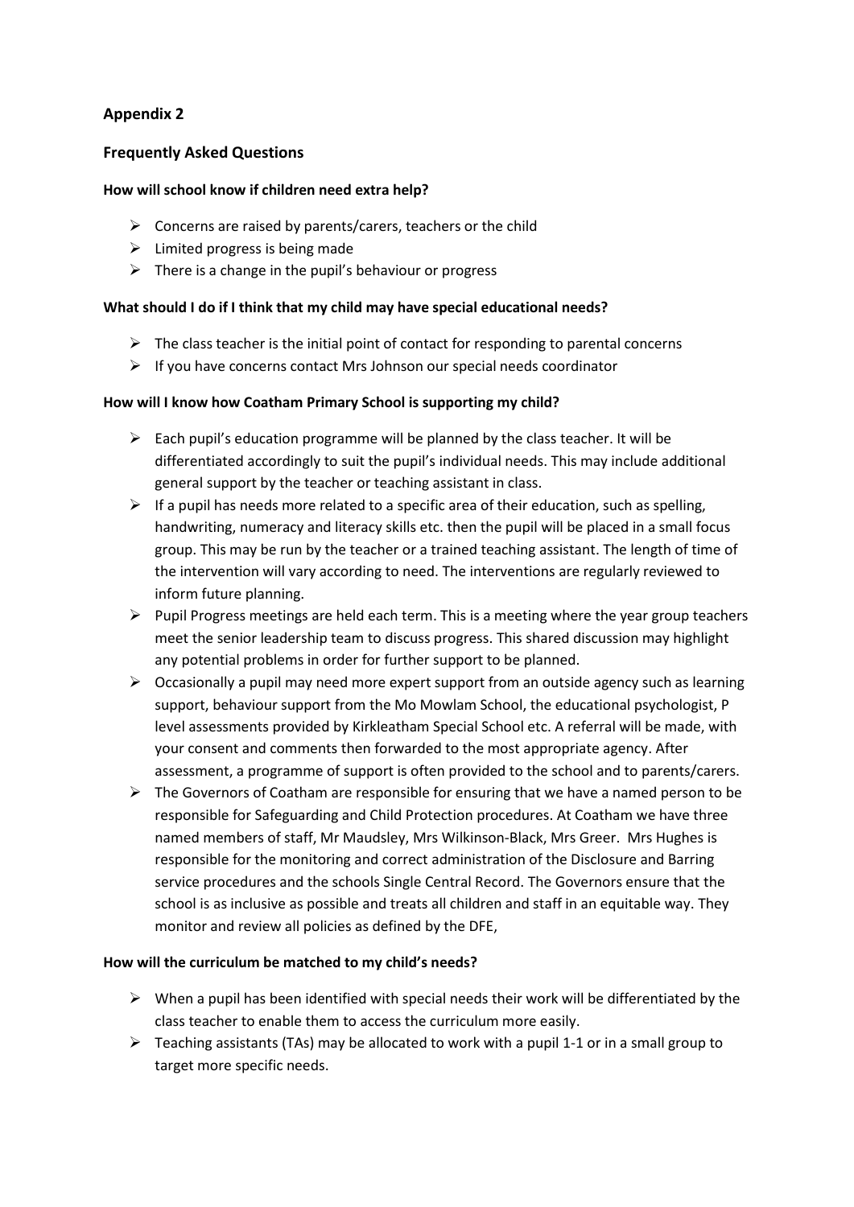## Appendix 2

## Frequently Asked Questions

**How will school know if children need extra help?**

- Concerns are raised by parents/carers, teachers or the child
- Limited progress is being made
- There is a change in the pupil's behaviour or progress

**What should I do if I think that my child may have special educational needs?**

- The class teacher is the initial point of contact for responding to parental concerns
- If you have concerns contact Mrs Johnson our special needs coordinator

**How will I know how Coatham Primary School is supporting my child?**

- Each pupil's education programme will be planned by the class teacher. It will be differentiated accordingly to suit the pupil's individual needs. This may include additional general support by the teacher or teaching assistant in class.
- If a pupil has needs more related to a specific area of their education, such as spelling, handwriting, numeracy and literacy skills etc. then the pupil will be placed in a small focus group. This may be run by the teacher or a trained teaching assistant. The length of time of the intervention will vary according to need. The interventions are regularly reviewed to inform future planning.
- Pupil Progress meetings are held each term. This is a meeting where the year group teachers meet the senior leadership team to discuss progress. This shared discussion may highlight any potential problems in order for further support to be planned.
- Occasionally a pupil may need more expert support from an outside agency such as learning support, behaviour support from the Mo Mowlam School, the educational psychologist, P level assessments provided by Kirkleatham Special School etc. A referral will be made, with your consent and comments then forwarded to the most appropriate agency. After assessment, a programme of support is often provided to the school and to parents/carers.
- The Governors of Coatham are responsible for ensuring that we have a named person to be responsible for Safeguarding and Child Protection procedures. At Coatham we have three named members of staff, Mr Maudsley, Mrs Wilkinson-Black, Mrs Greer. Mrs Hughes is responsible for the monitoring and correct administration of the Disclosure and Barring service procedures and the schools Single Central Record. The Governors ensure that the school is as inclusive as possible and treats all children and staff in an equitable way. They monitor and review all policies as defined by the DFE,

**How will the curriculum be matched to my child's needs?**

- When a pupil has been identified with special needs their work will be differentiated by the class teacher to enable them to access the curriculum more easily.
- Teaching assistants (TAs) may be allocated to work with a pupil 1-1 or in a small group to target more specific needs.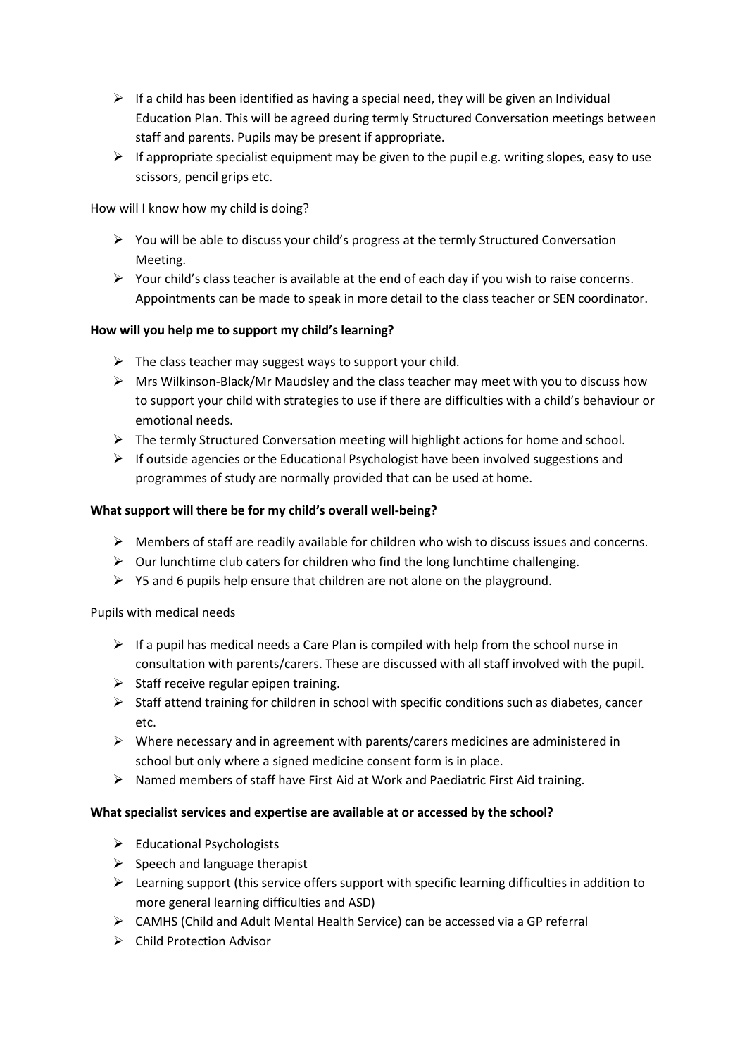- If a child has been identified as having a special need, they will be given an Individual Education Plan. This will be agreed during termly Structured Conversation meetings between staff and parents. Pupils may be present if appropriate.
- If appropriate specialist equipment may be given to the pupil e.g. writing slopes, easy to use scissors, pencil grips etc.

How will I know how my child is doing?

- You will be able to discuss your child's progress at the termly Structured Conversation Meeting.
- Your child's class teacher is available at the end of each day if you wish to raise concerns. Appointments can be made to speak in more detail to the class teacher or SEN coordinator.

**How will you help me to support my child's learning?**

- The class teacher may suggest ways to support your child.
- Mrs Wilkinson-Black/Mr Maudsley and the class teacher may meet with you to discuss how to support your child with strategies to use if there are difficulties with a child's behaviour or emotional needs.
- The termly Structured Conversation meeting will highlight actions for home and school.
- If outside agencies or the Educational Psychologist have been involved suggestions and programmes of study are normally provided that can be used at home.

**What support will there be for my child's overall well-being?**

- Members of staff are readily available for children who wish to discuss issues and concerns.
- Our lunchtime club caters for children who find the long lunchtime challenging.
- Y5 and 6 pupils help ensure that children are not alone on the playground.

Pupils with medical needs

- If a pupil has medical needs a Care Plan is compiled with help from the school nurse in consultation with parents/carers. These are discussed with all staff involved with the pupil.
- Staff receive regular epipen training.
- Staff attend training for children in school with specific conditions such as diabetes, cancer etc.
- Where necessary and in agreement with parents/carers medicines are administered in school but only where a signed medicine consent form is in place.
- Named members of staff have First Aid at Work and Paediatric First Aid training.

**What specialist services and expertise are available at or accessed by the school?**

- Educational Psychologists
- Speech and language therapist
- Learning support (this service offers support with specific learning difficulties in addition to more general learning difficulties and ASD)
- CAMHS (Child and Adult Mental Health Service) can be accessed via a GP referral
- Child Protection Advisor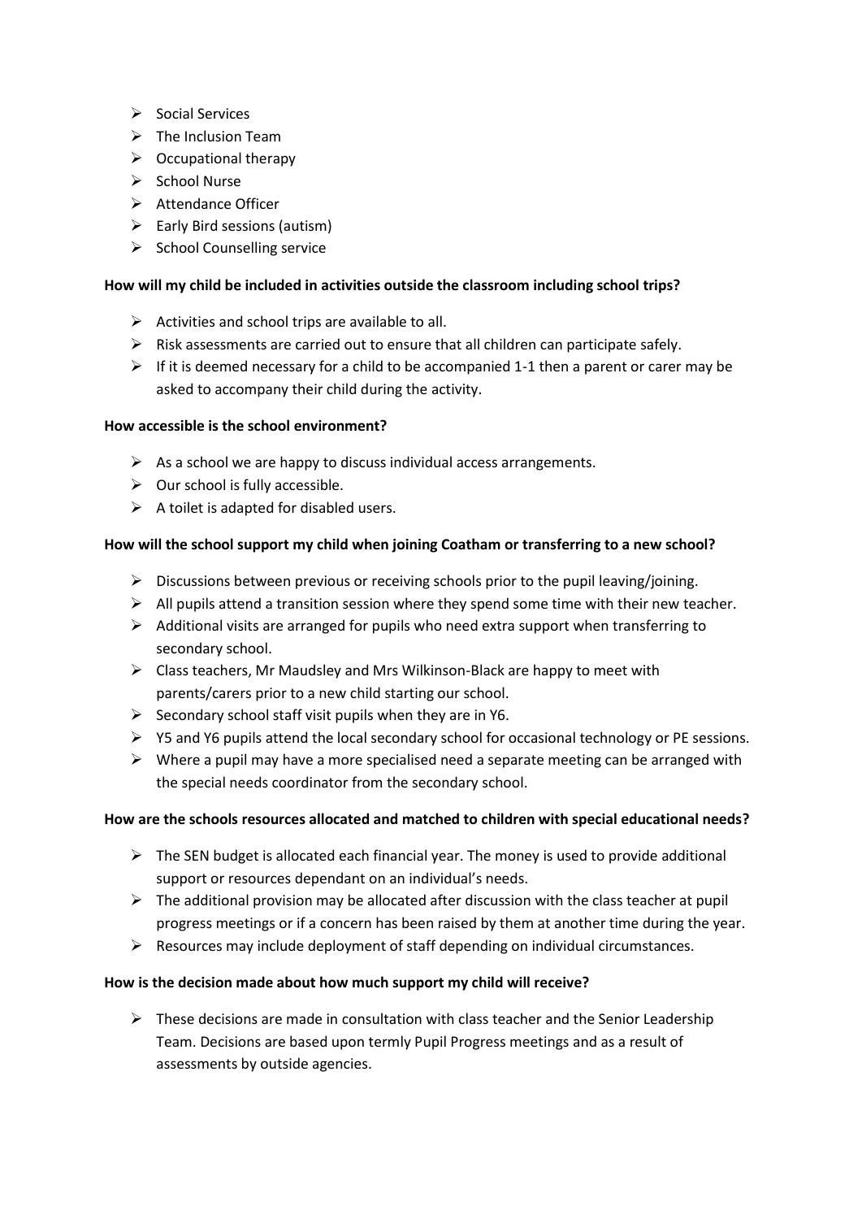- Social Services
- The Inclusion Team
- Occupational therapy
- School Nurse
- Attendance Officer
- Early Bird sessions (autism)
- School Counselling service

**How will my child be included in activities outside the classroom including school trips?**

- Activities and school trips are available to all.
- Risk assessments are carried out to ensure that all children can participate safely.
- If it is deemed necessary for a child to be accompanied 1-1 then a parent or carer may be asked to accompany their child during the activity.

**How accessible is the school environment?**

- As a school we are happy to discuss individual access arrangements.
- Our school is fully accessible.
- A toilet is adapted for disabled users.

**How will the school support my child when joining Coatham or transferring to a new school?**

- Discussions between previous or receiving schools prior to the pupil leaving/joining.
- All pupils attend a transition session where they spend some time with their new teacher.
- Additional visits are arranged for pupils who need extra support when transferring to secondary school.
- Class teachers, Mr Maudsley and Mrs Wilkinson-Black are happy to meet with parents/carers prior to a new child starting our school.
- Secondary school staff visit pupils when they are in Y6.
- Y5 and Y6 pupils attend the local secondary school for occasional technology or PE sessions.
- Where a pupil may have a more specialised need a separate meeting can be arranged with the special needs coordinator from the secondary school.

**How are the schools resources allocated and matched to children with special educational needs?**

- The SEN budget is allocated each financial year. The money is used to provide additional support or resources dependant on an individual's needs.
- The additional provision may be allocated after discussion with the class teacher at pupil progress meetings or if a concern has been raised by them at another time during the year.
- Resources may include deployment of staff depending on individual circumstances.

**How is the decision made about how much support my child will receive?**

- These decisions are made in consultation with class teacher and the Senior Leadership Team. Decisions are based upon termly Pupil Progress meetings and as a result of assessments by outside agencies.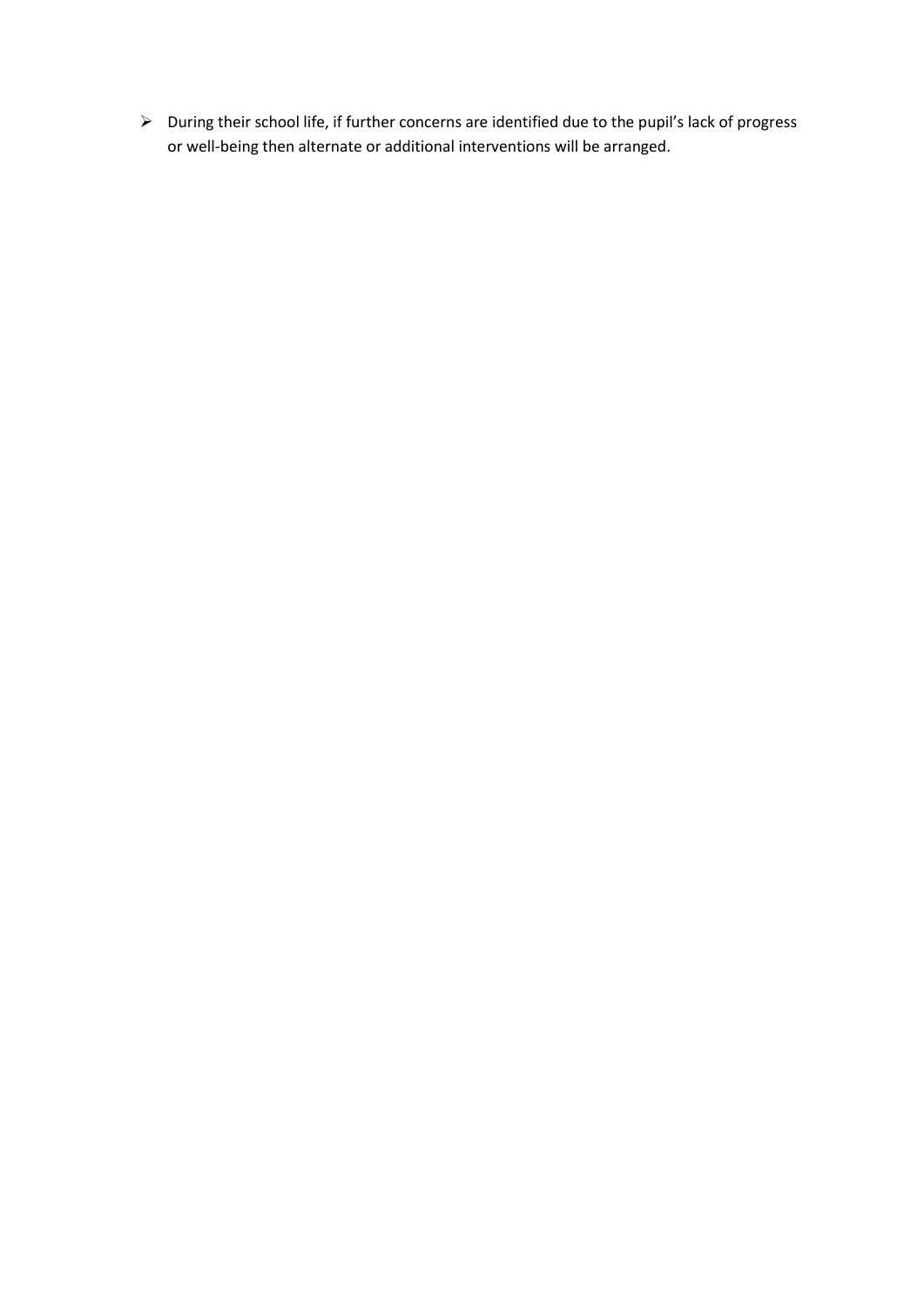- During their school life, if further concerns are identified due to the pupil's lack of progress or well-being then alternate or additional interventions will be arranged.